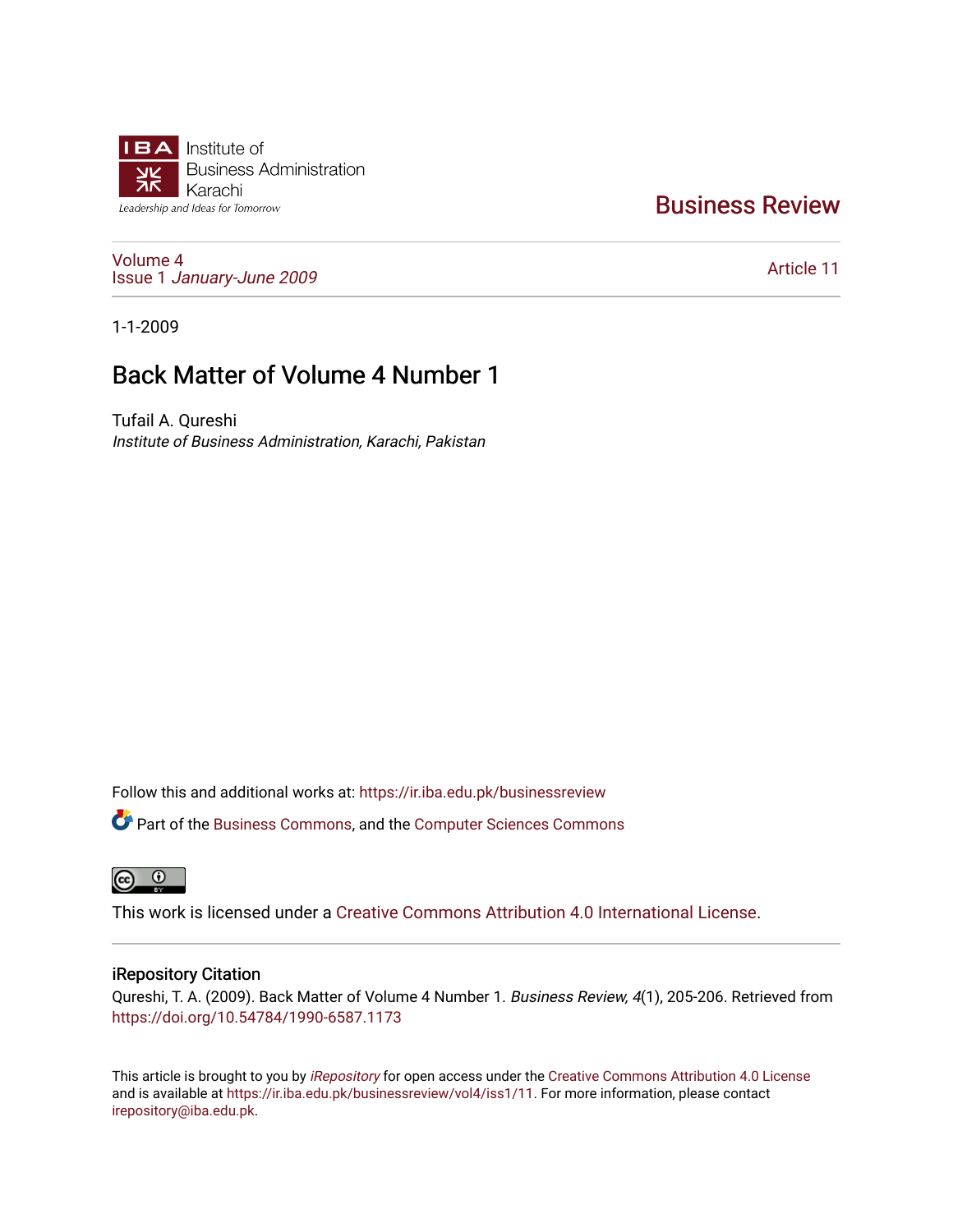Institute of Business Administration Karachi

Leadership and Ideas for Tomorrow

# Business Review

Volume 4
Issue 1 *January-June 2009*

Article 11

1-1-2009

## Back Matter of Volume 4 Number 1

Tufail A. Qureshi
*Institute of Business Administration, Karachi, Pakistan*

Follow this and additional works at: https://ir.iba.edu.pk/businessreview

Part of the Business Commons, and the Computer Sciences Commons

This work is licensed under a Creative Commons Attribution 4.0 International License.

### iRepository Citation

Qureshi, T. A. (2009). Back Matter of Volume 4 Number 1. *Business Review, 4*(1), 205-206. Retrieved from https://doi.org/10.54784/1990-6587.1173

This article is brought to you by *iRepository* for open access under the Creative Commons Attribution 4.0 License and is available at https://ir.iba.edu.pk/businessreview/vol4/iss1/11. For more information, please contact irepository@iba.edu.pk.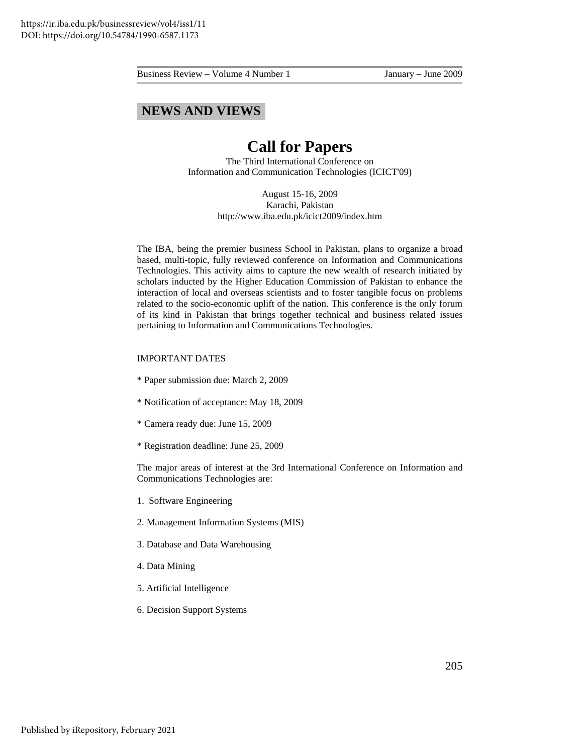## NEWS AND VIEWS

# Call for Papers

The Third International Conference on
Information and Communication Technologies (ICICT'09)

August 15-16, 2009
Karachi, Pakistan
http://www.iba.edu.pk/icict2009/index.htm

The IBA, being the premier business School in Pakistan, plans to organize a broad based, multi-topic, fully reviewed conference on Information and Communications Technologies. This activity aims to capture the new wealth of research initiated by scholars inducted by the Higher Education Commission of Pakistan to enhance the interaction of local and overseas scientists and to foster tangible focus on problems related to the socio-economic uplift of the nation. This conference is the only forum of its kind in Pakistan that brings together technical and business related issues pertaining to Information and Communications Technologies.

IMPORTANT DATES

* Paper submission due: March 2, 2009

* Notification of acceptance: May 18, 2009

* Camera ready due: June 15, 2009

* Registration deadline: June 25, 2009

The major areas of interest at the 3rd International Conference on Information and Communications Technologies are:

1. Software Engineering

2. Management Information Systems (MIS)

3. Database and Data Warehousing

4. Data Mining

5. Artificial Intelligence

6. Decision Support Systems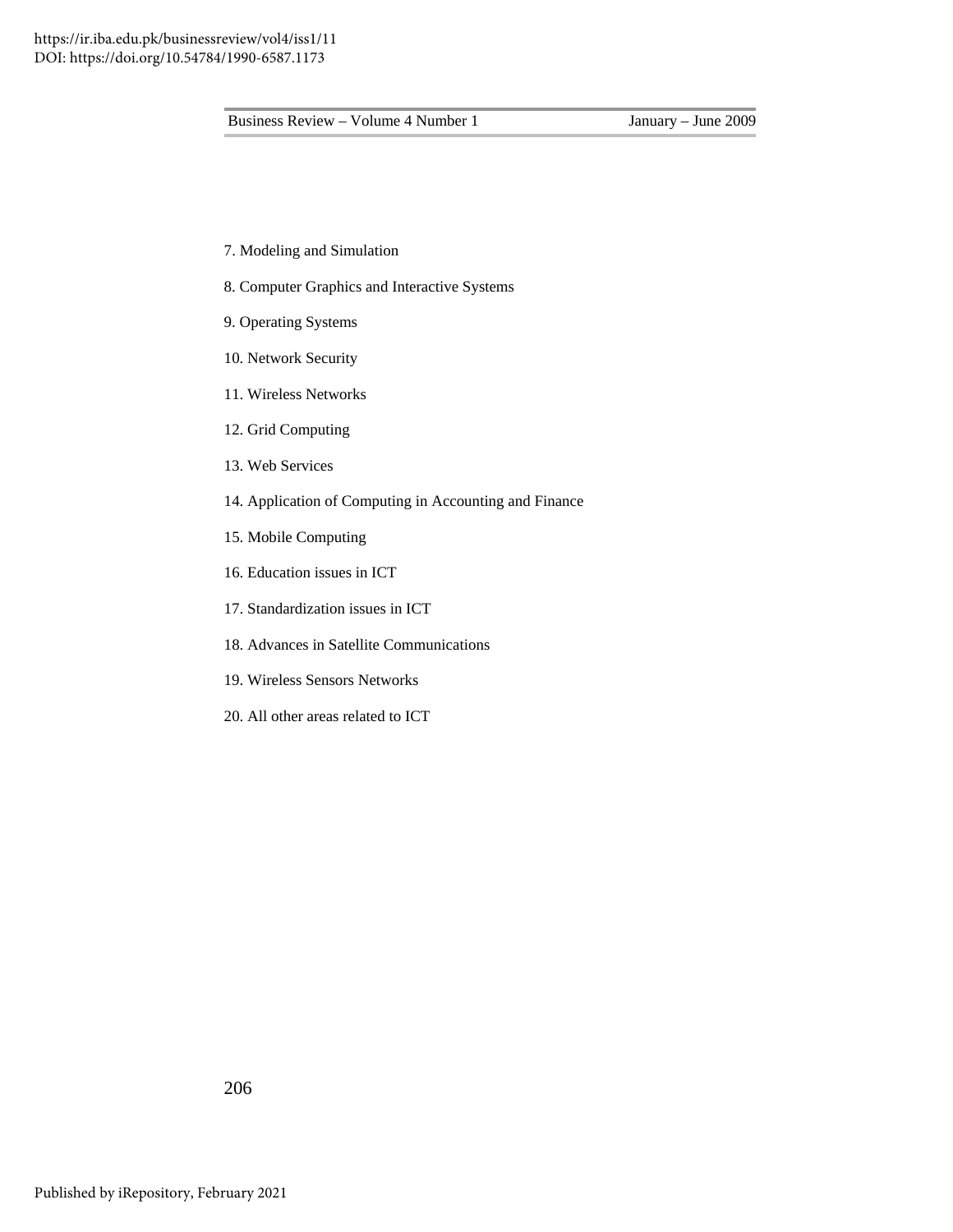7. Modeling and Simulation
8. Computer Graphics and Interactive Systems
9. Operating Systems
10. Network Security
11. Wireless Networks
12. Grid Computing
13. Web Services
14. Application of Computing in Accounting and Finance
15. Mobile Computing
16. Education issues in ICT
17. Standardization issues in ICT
18. Advances in Satellite Communications
19. Wireless Sensors Networks
20. All other areas related to ICT